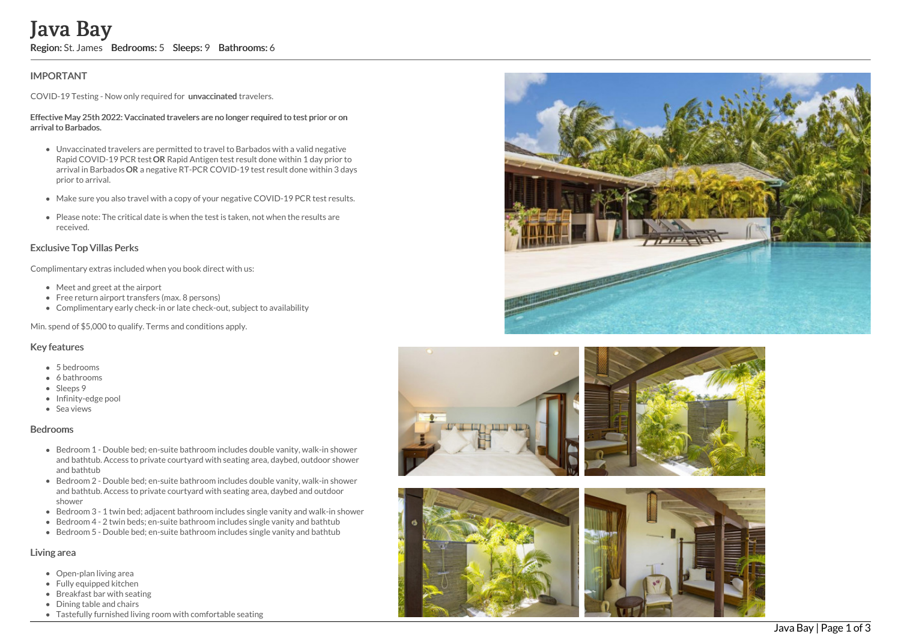# Java Bay

**Region:** St. James **Bedrooms:** 5 **Sleeps:** 9 **Bathrooms:** 6

## IMPORTANT

COVID-19 Testing - Now only required for **unvaccinated** travelers.

**Effective May 25th 2022: Vaccinated travelers are no longer required to test prior or on arrival to Barbados.**

- Unvaccinated travelers are permitted to travel to Barbados with a valid negative Rapid COVID-19 PCR test **OR** Rapid Antigen test result done within 1 day prior to arrival in Barbados **OR** a negative RT-PCR COVID-19 test result done within 3 days prior to arrival.
- Make sure you also travel with a copy of your negative COVID-19 PCR test results.
- Please note: The critical date is when the test is taken, not when the results are received.

## Exclusive Top Villas Perks

Complimentary extras included when you book direct with us:

- Meet and greet at the airport
- Free return airport transfers (max. 8 persons)
- Complimentary early check-in or late check-out, subject to availability

Min. spend of $5,000 to qualify. Terms and conditions apply.

## Key features

- 5 bedrooms
- 6 bathrooms
- Sleeps 9
- Infinity-edge pool
- Sea views

## Bedrooms

- Bedroom 1 - Double bed; en-suite bathroom includes double vanity, walk-in shower and bathtub. Access to private courtyard with seating area, daybed, outdoor shower and bathtub
- Bedroom 2 - Double bed; en-suite bathroom includes double vanity, walk-in shower and bathtub. Access to private courtyard with seating area, daybed and outdoor shower
- Bedroom 3 - 1 twin bed; adjacent bathroom includes single vanity and walk-in shower
- Bedroom 4 - 2 twin beds; en-suite bathroom includes single vanity and bathtub
- Bedroom 5 - Double bed; en-suite bathroom includes single vanity and bathtub

## Living area

- Open-plan living area
- Fully equipped kitchen
- Breakfast bar with seating
- Dining table and chairs
- Tastefully furnished living room with comfortable seating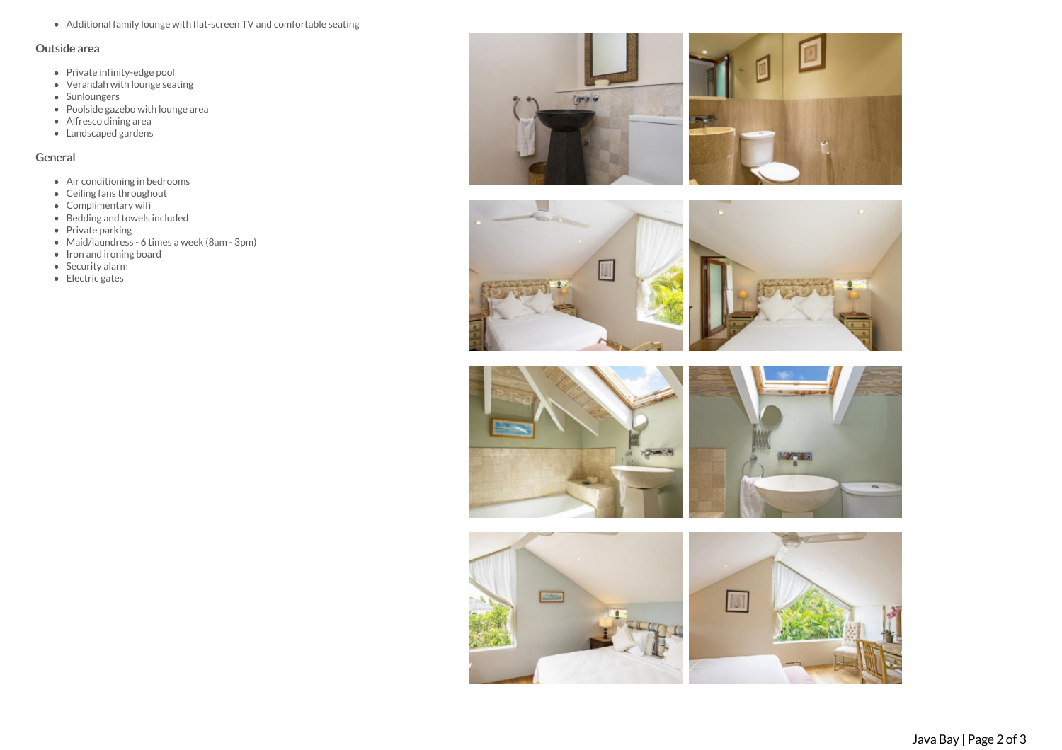- Additional family lounge with flat-screen TV and comfortable seating

## Outside area

- Private infinity-edge pool
- Verandah with lounge seating
- Sunloungers
- Poolside gazebo with lounge area
- Alfresco dining area
- Landscaped gardens

## General

- Air conditioning in bedrooms
- Ceiling fans throughout
- Complimentary wifi
- Bedding and towels included
- Private parking
- Maid/laundress - 6 times a week (8am - 3pm)
- Iron and ironing board
- Security alarm
- Electric gates